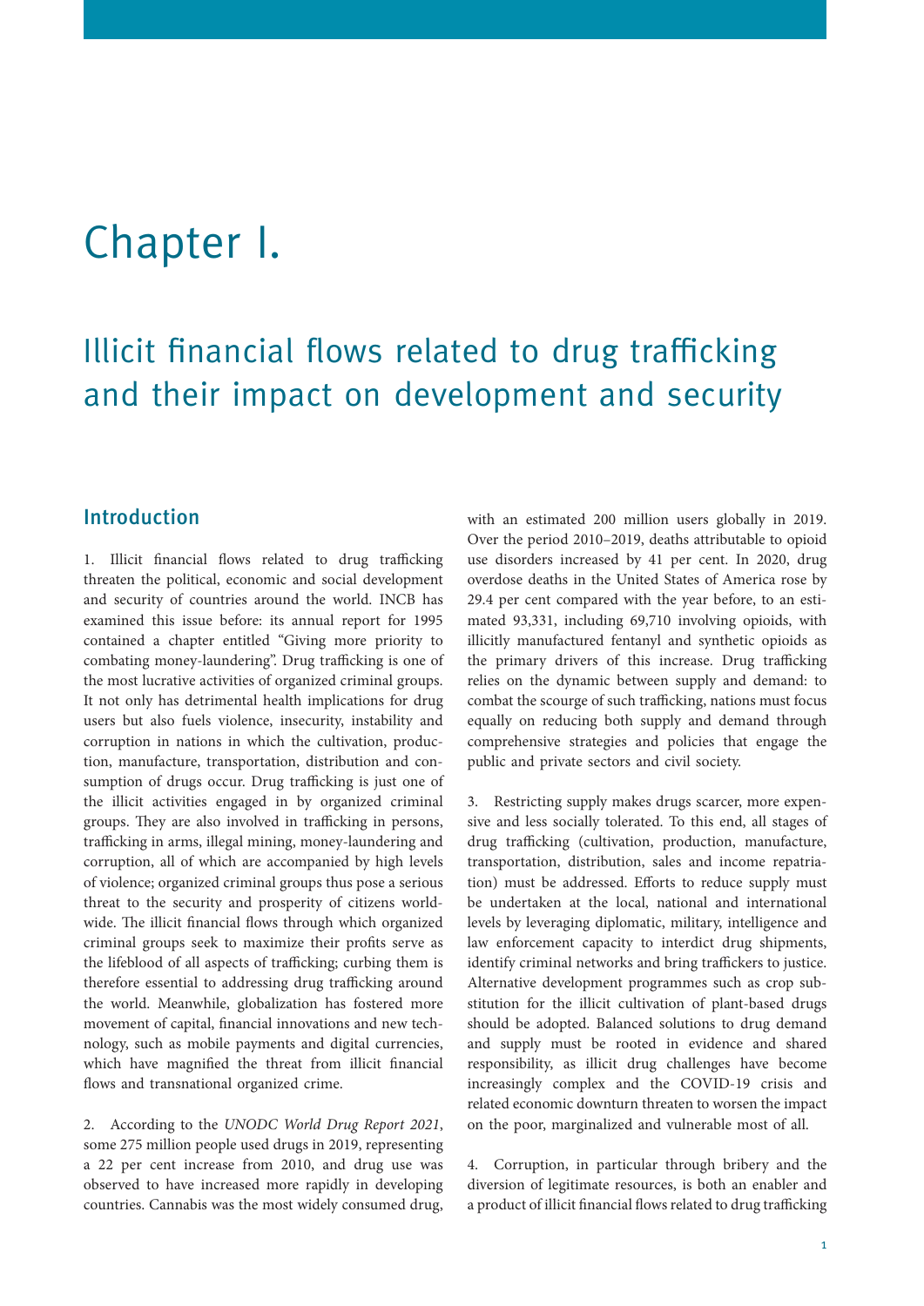# Chapter I.

## Illicit financial flows related to drug trafficking and their impact on development and security

### Introduction

1. Illicit financial flows related to drug trafficking threaten the political, economic and social development and security of countries around the world. INCB has examined this issue before: its annual report for 1995 contained a chapter entitled "Giving more priority to combating money-laundering". Drug trafficking is one of the most lucrative activities of organized criminal groups. It not only has detrimental health implications for drug users but also fuels violence, insecurity, instability and corruption in nations in which the cultivation, production, manufacture, transportation, distribution and consumption of drugs occur. Drug trafficking is just one of the illicit activities engaged in by organized criminal groups. They are also involved in trafficking in persons, trafficking in arms, illegal mining, money-laundering and corruption, all of which are accompanied by high levels of violence; organized criminal groups thus pose a serious threat to the security and prosperity of citizens worldwide. The illicit financial flows through which organized criminal groups seek to maximize their profits serve as the lifeblood of all aspects of trafficking; curbing them is therefore essential to addressing drug trafficking around the world. Meanwhile, globalization has fostered more movement of capital, financial innovations and new technology, such as mobile payments and digital currencies, which have magnified the threat from illicit financial flows and transnational organized crime.

2. According to the *UNODC World Drug Report 2021*, some 275 million people used drugs in 2019, representing a 22 per cent increase from 2010, and drug use was observed to have increased more rapidly in developing countries. Cannabis was the most widely consumed drug, with an estimated 200 million users globally in 2019. Over the period 2010–2019, deaths attributable to opioid use disorders increased by 41 per cent. In 2020, drug overdose deaths in the United States of America rose by 29.4 per cent compared with the year before, to an estimated 93,331, including 69,710 involving opioids, with illicitly manufactured fentanyl and synthetic opioids as the primary drivers of this increase. Drug trafficking relies on the dynamic between supply and demand: to combat the scourge of such trafficking, nations must focus equally on reducing both supply and demand through comprehensive strategies and policies that engage the public and private sectors and civil society.

3. Restricting supply makes drugs scarcer, more expensive and less socially tolerated. To this end, all stages of drug trafficking (cultivation, production, manufacture, transportation, distribution, sales and income repatriation) must be addressed. Efforts to reduce supply must be undertaken at the local, national and international levels by leveraging diplomatic, military, intelligence and law enforcement capacity to interdict drug shipments, identify criminal networks and bring traffickers to justice. Alternative development programmes such as crop substitution for the illicit cultivation of plant-based drugs should be adopted. Balanced solutions to drug demand and supply must be rooted in evidence and shared responsibility, as illicit drug challenges have become increasingly complex and the COVID-19 crisis and related economic downturn threaten to worsen the impact on the poor, marginalized and vulnerable most of all.

4. Corruption, in particular through bribery and the diversion of legitimate resources, is both an enabler and a product of illicit financial flows related to drug trafficking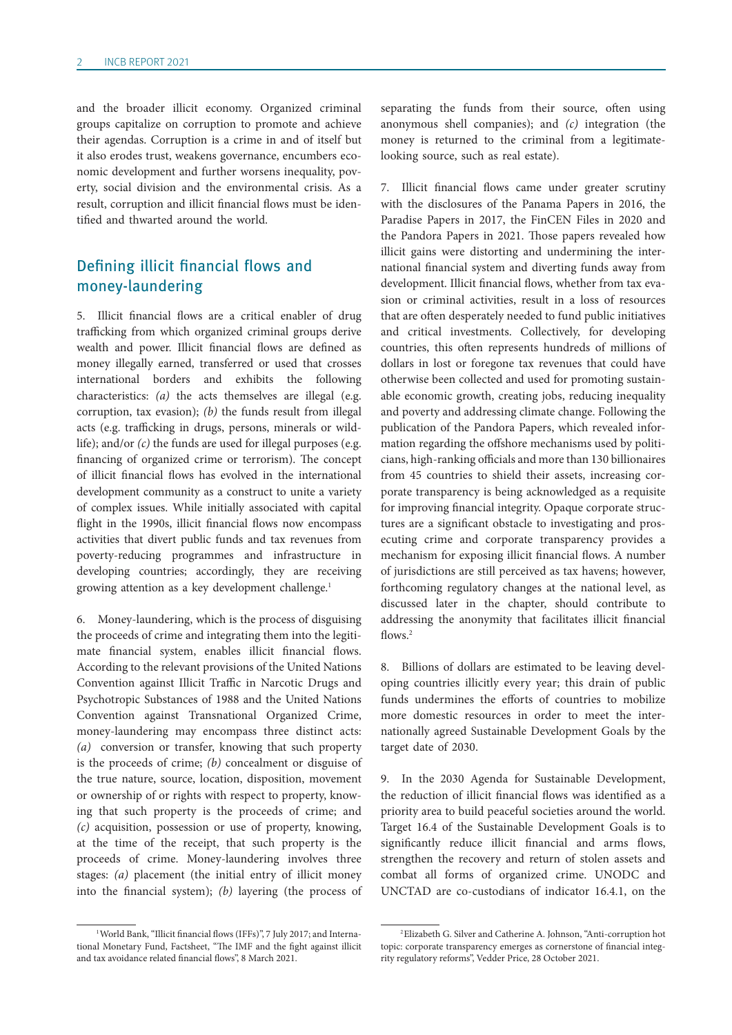and the broader illicit economy. Organized criminal groups capitalize on corruption to promote and achieve their agendas. Corruption is a crime in and of itself but it also erodes trust, weakens governance, encumbers economic development and further worsens inequality, poverty, social division and the environmental crisis. As a result, corruption and illicit financial flows must be identified and thwarted around the world.

## Defining illicit financial flows and money-laundering

5. Illicit financial flows are a critical enabler of drug trafficking from which organized criminal groups derive wealth and power. Illicit financial flows are defined as money illegally earned, transferred or used that crosses international borders and exhibits the following characteristics: *(a)* the acts themselves are illegal (e.g. corruption, tax evasion); *(b)* the funds result from illegal acts (e.g. trafficking in drugs, persons, minerals or wildlife); and/or *(c)* the funds are used for illegal purposes (e.g. financing of organized crime or terrorism). The concept of illicit financial flows has evolved in the international development community as a construct to unite a variety of complex issues. While initially associated with capital flight in the 1990s, illicit financial flows now encompass activities that divert public funds and tax revenues from poverty-reducing programmes and infrastructure in developing countries; accordingly, they are receiving growing attention as a key development challenge.[1]

6. Money-laundering, which is the process of disguising the proceeds of crime and integrating them into the legitimate financial system, enables illicit financial flows. According to the relevant provisions of the United Nations Convention against Illicit Traffic in Narcotic Drugs and Psychotropic Substances of 1988 and the United Nations Convention against Transnational Organized Crime, money-laundering may encompass three distinct acts: *(a)* conversion or transfer, knowing that such property is the proceeds of crime; *(b)* concealment or disguise of the true nature, source, location, disposition, movement or ownership of or rights with respect to property, knowing that such property is the proceeds of crime; and *(c)* acquisition, possession or use of property, knowing, at the time of the receipt, that such property is the proceeds of crime. Money-laundering involves three stages: *(a)* placement (the initial entry of illicit money into the financial system); *(b)* layering (the process of separating the funds from their source, often using anonymous shell companies); and *(c)* integration (the money is returned to the criminal from a legitimate-looking source, such as real estate).

7. Illicit financial flows came under greater scrutiny with the disclosures of the Panama Papers in 2016, the Paradise Papers in 2017, the FinCEN Files in 2020 and the Pandora Papers in 2021. Those papers revealed how illicit gains were distorting and undermining the international financial system and diverting funds away from development. Illicit financial flows, whether from tax evasion or criminal activities, result in a loss of resources that are often desperately needed to fund public initiatives and critical investments. Collectively, for developing countries, this often represents hundreds of millions of dollars in lost or foregone tax revenues that could have otherwise been collected and used for promoting sustainable economic growth, creating jobs, reducing inequality and poverty and addressing climate change. Following the publication of the Pandora Papers, which revealed information regarding the offshore mechanisms used by politicians, high-ranking officials and more than 130 billionaires from 45 countries to shield their assets, increasing corporate transparency is being acknowledged as a requisite for improving financial integrity. Opaque corporate structures are a significant obstacle to investigating and prosecuting crime and corporate transparency provides a mechanism for exposing illicit financial flows. A number of jurisdictions are still perceived as tax havens; however, forthcoming regulatory changes at the national level, as discussed later in the chapter, should contribute to addressing the anonymity that facilitates illicit financial flows.[2]

8. Billions of dollars are estimated to be leaving developing countries illicitly every year; this drain of public funds undermines the efforts of countries to mobilize more domestic resources in order to meet the internationally agreed Sustainable Development Goals by the target date of 2030.

9. In the 2030 Agenda for Sustainable Development, the reduction of illicit financial flows was identified as a priority area to build peaceful societies around the world. Target 16.4 of the Sustainable Development Goals is to significantly reduce illicit financial and arms flows, strengthen the recovery and return of stolen assets and combat all forms of organized crime. UNODC and UNCTAD are co-custodians of indicator 16.4.1, on the

---

[1] World Bank, "Illicit financial flows (IFFs)", 7 July 2017; and International Monetary Fund, Factsheet, "The IMF and the fight against illicit and tax avoidance related financial flows", 8 March 2021.

[2] Elizabeth G. Silver and Catherine A. Johnson, "Anti-corruption hot topic: corporate transparency emerges as cornerstone of financial integrity regulatory reforms", Vedder Price, 28 October 2021.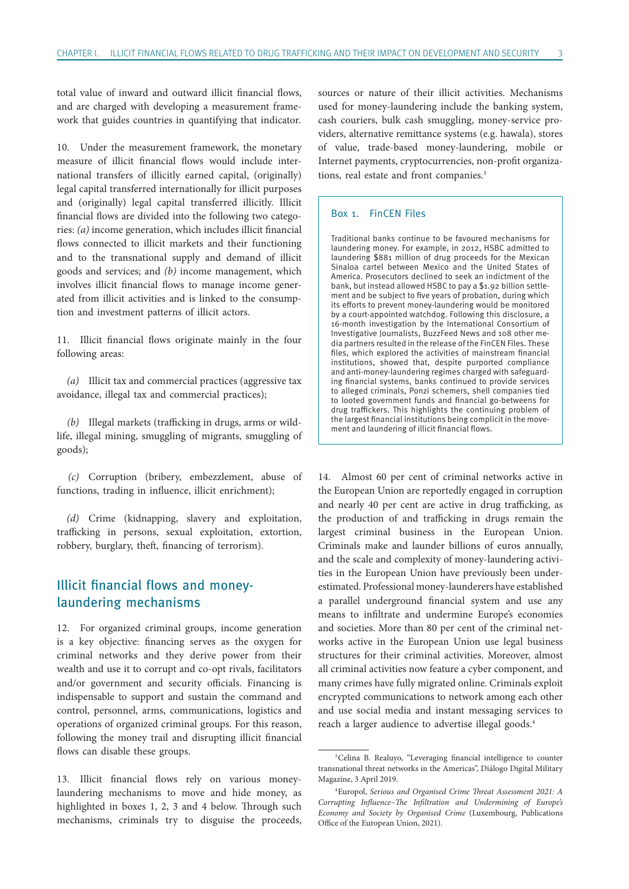total value of inward and outward illicit financial flows, and are charged with developing a measurement framework that guides countries in quantifying that indicator.

10. Under the measurement framework, the monetary measure of illicit financial flows would include international transfers of illicitly earned capital, (originally) legal capital transferred internationally for illicit purposes and (originally) legal capital transferred illicitly. Illicit financial flows are divided into the following two categories: *(a)* income generation, which includes illicit financial flows connected to illicit markets and their functioning and to the transnational supply and demand of illicit goods and services; and *(b)* income management, which involves illicit financial flows to manage income generated from illicit activities and is linked to the consumption and investment patterns of illicit actors.

11. Illicit financial flows originate mainly in the four following areas:

*(a)* Illicit tax and commercial practices (aggressive tax avoidance, illegal tax and commercial practices);

*(b)* Illegal markets (trafficking in drugs, arms or wildlife, illegal mining, smuggling of migrants, smuggling of goods);

*(c)* Corruption (bribery, embezzlement, abuse of functions, trading in influence, illicit enrichment);

*(d)* Crime (kidnapping, slavery and exploitation, trafficking in persons, sexual exploitation, extortion, robbery, burglary, theft, financing of terrorism).

## Illicit financial flows and money-laundering mechanisms

12. For organized criminal groups, income generation is a key objective: financing serves as the oxygen for criminal networks and they derive power from their wealth and use it to corrupt and co-opt rivals, facilitators and/or government and security officials. Financing is indispensable to support and sustain the command and control, personnel, arms, communications, logistics and operations of organized criminal groups. For this reason, following the money trail and disrupting illicit financial flows can disable these groups.

13. Illicit financial flows rely on various money-laundering mechanisms to move and hide money, as highlighted in boxes 1, 2, 3 and 4 below. Through such mechanisms, criminals try to disguise the proceeds, sources or nature of their illicit activities. Mechanisms used for money-laundering include the banking system, cash couriers, bulk cash smuggling, money-service providers, alternative remittance systems (e.g. hawala), stores of value, trade-based money-laundering, mobile or Internet payments, cryptocurrencies, non-profit organizations, real estate and front companies.[3]

### Box 1. FinCEN Files

Traditional banks continue to be favoured mechanisms for laundering money. For example, in 2012, HSBC admitted to laundering $881 million of drug proceeds for the Mexican Sinaloa cartel between Mexico and the United States of America. Prosecutors declined to seek an indictment of the bank, but instead allowed HSBC to pay a $1.92 billion settlement and be subject to five years of probation, during which its efforts to prevent money-laundering would be monitored by a court-appointed watchdog. Following this disclosure, a 16-month investigation by the International Consortium of Investigative Journalists, BuzzFeed News and 108 other media partners resulted in the release of the FinCEN Files. These files, which explored the activities of mainstream financial institutions, showed that, despite purported compliance and anti-money-laundering regimes charged with safeguarding financial systems, banks continued to provide services to alleged criminals, Ponzi schemers, shell companies tied to looted government funds and financial go-betweens for drug traffickers. This highlights the continuing problem of the largest financial institutions being complicit in the movement and laundering of illicit financial flows.

14. Almost 60 per cent of criminal networks active in the European Union are reportedly engaged in corruption and nearly 40 per cent are active in drug trafficking, as the production of and trafficking in drugs remain the largest criminal business in the European Union. Criminals make and launder billions of euros annually, and the scale and complexity of money-laundering activities in the European Union have previously been underestimated. Professional money-launderers have established a parallel underground financial system and use any means to infiltrate and undermine Europe's economies and societies. More than 80 per cent of the criminal networks active in the European Union use legal business structures for their criminal activities. Moreover, almost all criminal activities now feature a cyber component, and many crimes have fully migrated online. Criminals exploit encrypted communications to network among each other and use social media and instant messaging services to reach a larger audience to advertise illegal goods.[4]

---

[3] Celina B. Realuyo, "Leveraging financial intelligence to counter transnational threat networks in the Americas", Diálogo Digital Military Magazine, 3 April 2019.

[4] Europol, *Serious and Organised Crime Threat Assessment 2021: A Corrupting Influence–The Infiltration and Undermining of Europe's Economy and Society by Organised Crime* (Luxembourg, Publications Office of the European Union, 2021).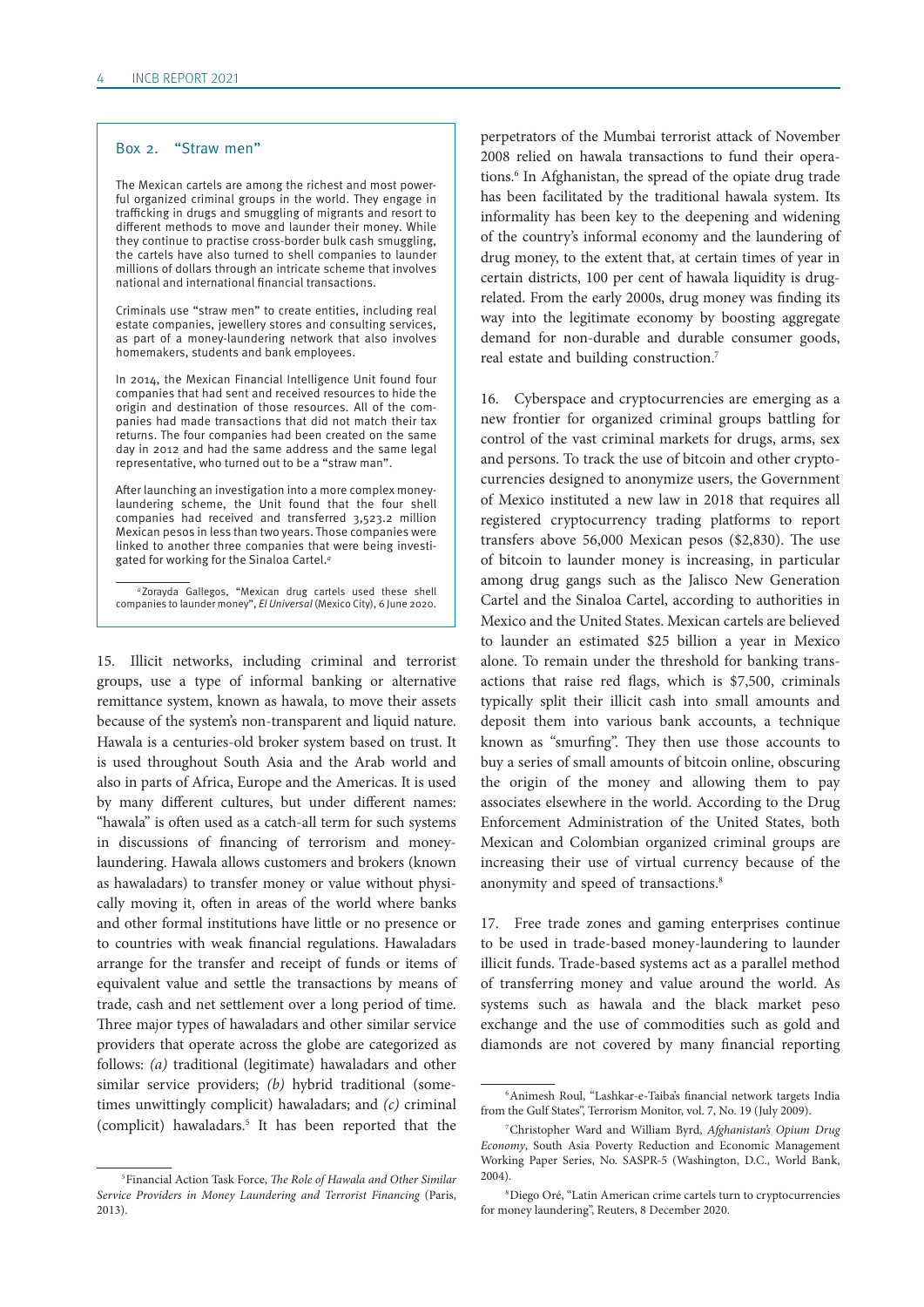### Box 2. "Straw men"

The Mexican cartels are among the richest and most powerful organized criminal groups in the world. They engage in trafficking in drugs and smuggling of migrants and resort to different methods to move and launder their money. While they continue to practise cross-border bulk cash smuggling, the cartels have also turned to shell companies to launder millions of dollars through an intricate scheme that involves national and international financial transactions.

Criminals use "straw men" to create entities, including real estate companies, jewellery stores and consulting services, as part of a money-laundering network that also involves homemakers, students and bank employees.

In 2014, the Mexican Financial Intelligence Unit found four companies that had sent and received resources to hide the origin and destination of those resources. All of the companies had made transactions that did not match their tax returns. The four companies had been created on the same day in 2012 and had the same address and the same legal representative, who turned out to be a "straw man".

After launching an investigation into a more complex money-laundering scheme, the Unit found that the four shell companies had received and transferred 3,523.2 million Mexican pesos in less than two years. Those companies were linked to another three companies that were being investigated for working for the Sinaloa Cartel.[a]

[a] Zorayda Gallegos, "Mexican drug cartels used these shell companies to launder money", *El Universal* (Mexico City), 6 June 2020.

15. Illicit networks, including criminal and terrorist groups, use a type of informal banking or alternative remittance system, known as hawala, to move their assets because of the system's non-transparent and liquid nature. Hawala is a centuries-old broker system based on trust. It is used throughout South Asia and the Arab world and also in parts of Africa, Europe and the Americas. It is used by many different cultures, but under different names: "hawala" is often used as a catch-all term for such systems in discussions of financing of terrorism and money-laundering. Hawala allows customers and brokers (known as hawaladars) to transfer money or value without physically moving it, often in areas of the world where banks and other formal institutions have little or no presence or to countries with weak financial regulations. Hawaladars arrange for the transfer and receipt of funds or items of equivalent value and settle the transactions by means of trade, cash and net settlement over a long period of time. Three major types of hawaladars and other similar service providers that operate across the globe are categorized as follows: *(a)* traditional (legitimate) hawaladars and other similar service providers; *(b)* hybrid traditional (sometimes unwittingly complicit) hawaladars; and *(c)* criminal (complicit) hawaladars.[5] It has been reported that the perpetrators of the Mumbai terrorist attack of November 2008 relied on hawala transactions to fund their operations.[6] In Afghanistan, the spread of the opiate drug trade has been facilitated by the traditional hawala system. Its informality has been key to the deepening and widening of the country's informal economy and the laundering of drug money, to the extent that, at certain times of year in certain districts, 100 per cent of hawala liquidity is drug-related. From the early 2000s, drug money was finding its way into the legitimate economy by boosting aggregate demand for non-durable and durable consumer goods, real estate and building construction.[7]

16. Cyberspace and cryptocurrencies are emerging as a new frontier for organized criminal groups battling for control of the vast criminal markets for drugs, arms, sex and persons. To track the use of bitcoin and other cryptocurrencies designed to anonymize users, the Government of Mexico instituted a new law in 2018 that requires all registered cryptocurrency trading platforms to report transfers above 56,000 Mexican pesos ($2,830). The use of bitcoin to launder money is increasing, in particular among drug gangs such as the Jalisco New Generation Cartel and the Sinaloa Cartel, according to authorities in Mexico and the United States. Mexican cartels are believed to launder an estimated $25 billion a year in Mexico alone. To remain under the threshold for banking transactions that raise red flags, which is $7,500, criminals typically split their illicit cash into small amounts and deposit them into various bank accounts, a technique known as "smurfing". They then use those accounts to buy a series of small amounts of bitcoin online, obscuring the origin of the money and allowing them to pay associates elsewhere in the world. According to the Drug Enforcement Administration of the United States, both Mexican and Colombian organized criminal groups are increasing their use of virtual currency because of the anonymity and speed of transactions.[8]

17. Free trade zones and gaming enterprises continue to be used in trade-based money-laundering to launder illicit funds. Trade-based systems act as a parallel method of transferring money and value around the world. As systems such as hawala and the black market peso exchange and the use of commodities such as gold and diamonds are not covered by many financial reporting

[5] Financial Action Task Force, *The Role of Hawala and Other Similar Service Providers in Money Laundering and Terrorist Financing* (Paris, 2013).

[6] Animesh Roul, "Lashkar-e-Taiba's financial network targets India from the Gulf States", Terrorism Monitor, vol. 7, No. 19 (July 2009).

[7] Christopher Ward and William Byrd, *Afghanistan's Opium Drug Economy*, South Asia Poverty Reduction and Economic Management Working Paper Series, No. SASPR-5 (Washington, D.C., World Bank, 2004).

[8] Diego Oré, "Latin American crime cartels turn to cryptocurrencies for money laundering", Reuters, 8 December 2020.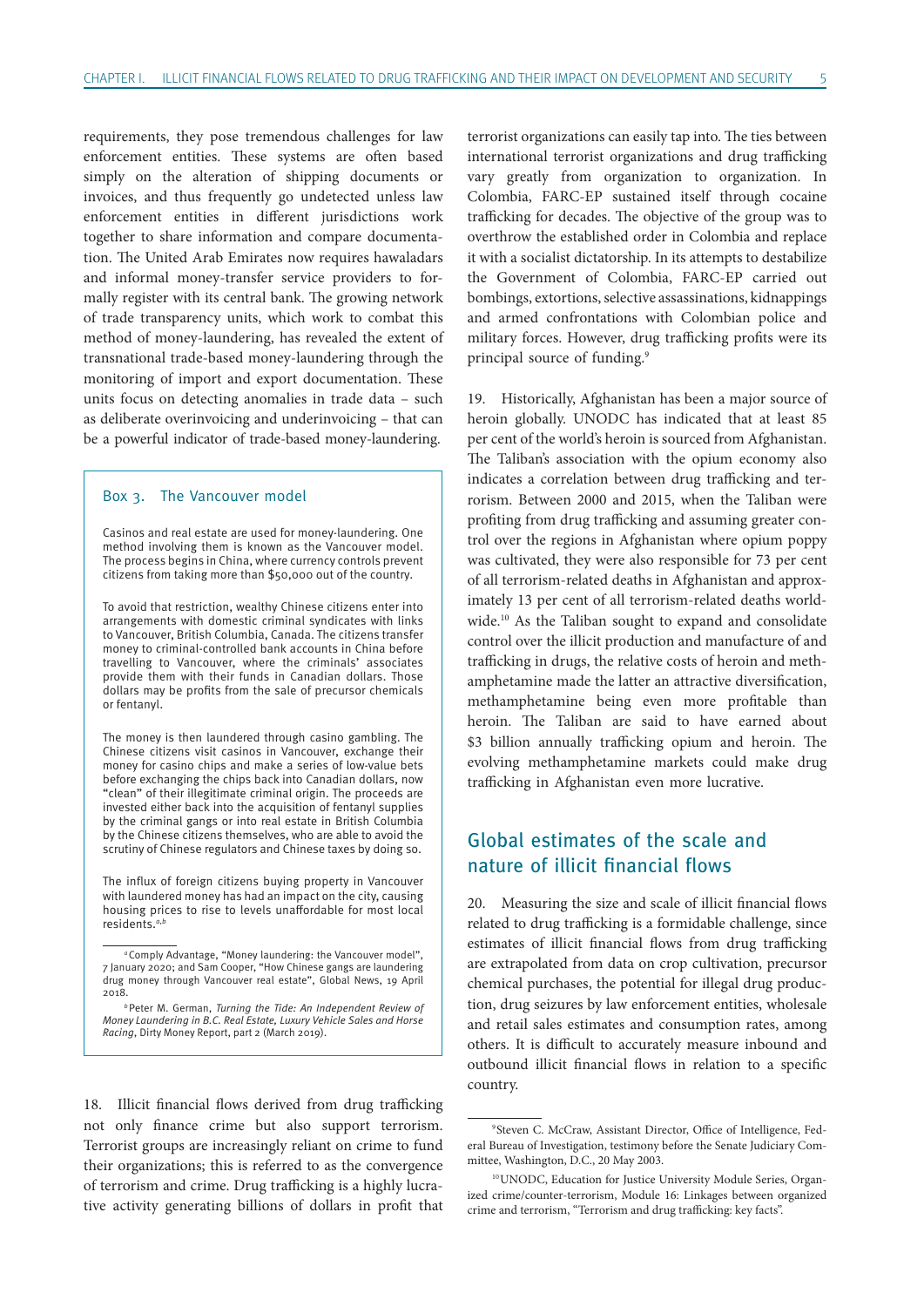requirements, they pose tremendous challenges for law enforcement entities. These systems are often based simply on the alteration of shipping documents or invoices, and thus frequently go undetected unless law enforcement entities in different jurisdictions work together to share information and compare documentation. The United Arab Emirates now requires hawaladars and informal money-transfer service providers to formally register with its central bank. The growing network of trade transparency units, which work to combat this method of money-laundering, has revealed the extent of transnational trade-based money-laundering through the monitoring of import and export documentation. These units focus on detecting anomalies in trade data – such as deliberate overinvoicing and underinvoicing – that can be a powerful indicator of trade-based money-laundering.

> **Box 3. The Vancouver model**
>
> Casinos and real estate are used for money-laundering. One method involving them is known as the Vancouver model. The process begins in China, where currency controls prevent citizens from taking more than $50,000 out of the country.
>
> To avoid that restriction, wealthy Chinese citizens enter into arrangements with domestic criminal syndicates with links to Vancouver, British Columbia, Canada. The citizens transfer money to criminal-controlled bank accounts in China before travelling to Vancouver, where the criminals' associates provide them with their funds in Canadian dollars. Those dollars may be profits from the sale of precursor chemicals or fentanyl.
>
> The money is then laundered through casino gambling. The Chinese citizens visit casinos in Vancouver, exchange their money for casino chips and make a series of low-value bets before exchanging the chips back into Canadian dollars, now "clean" of their illegitimate criminal origin. The proceeds are invested either back into the acquisition of fentanyl supplies by the criminal gangs or into real estate in British Columbia by the Chinese citizens themselves, who are able to avoid the scrutiny of Chinese regulators and Chinese taxes by doing so.
>
> The influx of foreign citizens buying property in Vancouver with laundered money has had an impact on the city, causing housing prices to rise to levels unaffordable for most local residents.[a,b]
>
> [a] Comply Advantage, "Money laundering: the Vancouver model", 7 January 2020; and Sam Cooper, "How Chinese gangs are laundering drug money through Vancouver real estate", Global News, 19 April 2018.
>
> [b] Peter M. German, *Turning the Tide: An Independent Review of Money Laundering in B.C. Real Estate, Luxury Vehicle Sales and Horse Racing*, Dirty Money Report, part 2 (March 2019).

18. Illicit financial flows derived from drug trafficking not only finance crime but also support terrorism. Terrorist groups are increasingly reliant on crime to fund their organizations; this is referred to as the convergence of terrorism and crime. Drug trafficking is a highly lucrative activity generating billions of dollars in profit that terrorist organizations can easily tap into. The ties between international terrorist organizations and drug trafficking vary greatly from organization to organization. In Colombia, FARC-EP sustained itself through cocaine trafficking for decades. The objective of the group was to overthrow the established order in Colombia and replace it with a socialist dictatorship. In its attempts to destabilize the Government of Colombia, FARC-EP carried out bombings, extortions, selective assassinations, kidnappings and armed confrontations with Colombian police and military forces. However, drug trafficking profits were its principal source of funding.[9]

19. Historically, Afghanistan has been a major source of heroin globally. UNODC has indicated that at least 85 per cent of the world's heroin is sourced from Afghanistan. The Taliban's association with the opium economy also indicates a correlation between drug trafficking and terrorism. Between 2000 and 2015, when the Taliban were profiting from drug trafficking and assuming greater control over the regions in Afghanistan where opium poppy was cultivated, they were also responsible for 73 per cent of all terrorism-related deaths in Afghanistan and approximately 13 per cent of all terrorism-related deaths worldwide.[10] As the Taliban sought to expand and consolidate control over the illicit production and manufacture of and trafficking in drugs, the relative costs of heroin and methamphetamine made the latter an attractive diversification, methamphetamine being even more profitable than heroin. The Taliban are said to have earned about $3 billion annually trafficking opium and heroin. The evolving methamphetamine markets could make drug trafficking in Afghanistan even more lucrative.

## Global estimates of the scale and nature of illicit financial flows

20. Measuring the size and scale of illicit financial flows related to drug trafficking is a formidable challenge, since estimates of illicit financial flows from drug trafficking are extrapolated from data on crop cultivation, precursor chemical purchases, the potential for illegal drug production, drug seizures by law enforcement entities, wholesale and retail sales estimates and consumption rates, among others. It is difficult to accurately measure inbound and outbound illicit financial flows in relation to a specific country.

[9] Steven C. McCraw, Assistant Director, Office of Intelligence, Federal Bureau of Investigation, testimony before the Senate Judiciary Committee, Washington, D.C., 20 May 2003.

[10] UNODC, Education for Justice University Module Series, Organized crime/counter-terrorism, Module 16: Linkages between organized crime and terrorism, "Terrorism and drug trafficking: key facts".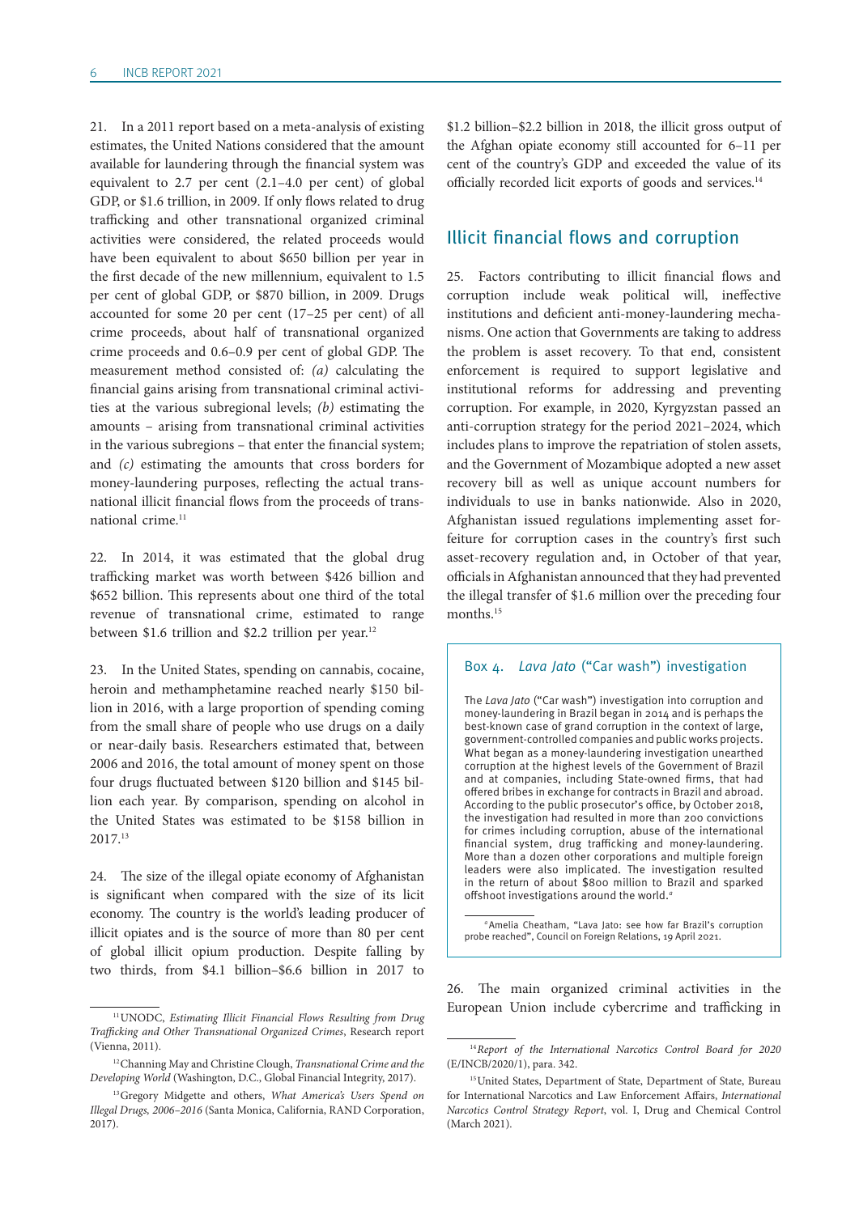21. In a 2011 report based on a meta-analysis of existing estimates, the United Nations considered that the amount available for laundering through the financial system was equivalent to 2.7 per cent (2.1–4.0 per cent) of global GDP, or $1.6 trillion, in 2009. If only flows related to drug trafficking and other transnational organized criminal activities were considered, the related proceeds would have been equivalent to about $650 billion per year in the first decade of the new millennium, equivalent to 1.5 per cent of global GDP, or $870 billion, in 2009. Drugs accounted for some 20 per cent (17–25 per cent) of all crime proceeds, about half of transnational organized crime proceeds and 0.6–0.9 per cent of global GDP. The measurement method consisted of: *(a)* calculating the financial gains arising from transnational criminal activities at the various subregional levels; *(b)* estimating the amounts – arising from transnational criminal activities in the various subregions – that enter the financial system; and *(c)* estimating the amounts that cross borders for money-laundering purposes, reflecting the actual transnational illicit financial flows from the proceeds of transnational crime.[11]

22. In 2014, it was estimated that the global drug trafficking market was worth between $426 billion and $652 billion. This represents about one third of the total revenue of transnational crime, estimated to range between $1.6 trillion and $2.2 trillion per year.[12]

23. In the United States, spending on cannabis, cocaine, heroin and methamphetamine reached nearly $150 billion in 2016, with a large proportion of spending coming from the small share of people who use drugs on a daily or near-daily basis. Researchers estimated that, between 2006 and 2016, the total amount of money spent on those four drugs fluctuated between $120 billion and $145 billion each year. By comparison, spending on alcohol in the United States was estimated to be $158 billion in 2017.[13]

24. The size of the illegal opiate economy of Afghanistan is significant when compared with the size of its licit economy. The country is the world's leading producer of illicit opiates and is the source of more than 80 per cent of global illicit opium production. Despite falling by two thirds, from $4.1 billion–$6.6 billion in 2017 to $1.2 billion–$2.2 billion in 2018, the illicit gross output of the Afghan opiate economy still accounted for 6–11 per cent of the country's GDP and exceeded the value of its officially recorded licit exports of goods and services.[14]

## Illicit financial flows and corruption

25. Factors contributing to illicit financial flows and corruption include weak political will, ineffective institutions and deficient anti-money-laundering mechanisms. One action that Governments are taking to address the problem is asset recovery. To that end, consistent enforcement is required to support legislative and institutional reforms for addressing and preventing corruption. For example, in 2020, Kyrgyzstan passed an anti-corruption strategy for the period 2021–2024, which includes plans to improve the repatriation of stolen assets, and the Government of Mozambique adopted a new asset recovery bill as well as unique account numbers for individuals to use in banks nationwide. Also in 2020, Afghanistan issued regulations implementing asset forfeiture for corruption cases in the country's first such asset-recovery regulation and, in October of that year, officials in Afghanistan announced that they had prevented the illegal transfer of $1.6 million over the preceding four months.[15]

### Box 4. *Lava Jato* ("Car wash") investigation

The *Lava Jato* ("Car wash") investigation into corruption and money-laundering in Brazil began in 2014 and is perhaps the best-known case of grand corruption in the context of large, government-controlled companies and public works projects. What began as a money-laundering investigation unearthed corruption at the highest levels of the Government of Brazil and at companies, including State-owned firms, that had offered bribes in exchange for contracts in Brazil and abroad. According to the public prosecutor's office, by October 2018, the investigation had resulted in more than 200 convictions for crimes including corruption, abuse of the international financial system, drug trafficking and money-laundering. More than a dozen other corporations and multiple foreign leaders were also implicated. The investigation resulted in the return of about $800 million to Brazil and sparked offshoot investigations around the world.[a]

[a] Amelia Cheatham, "Lava Jato: see how far Brazil's corruption probe reached", Council on Foreign Relations, 19 April 2021.

26. The main organized criminal activities in the European Union include cybercrime and trafficking in

---

[11] UNODC, *Estimating Illicit Financial Flows Resulting from Drug Trafficking and Other Transnational Organized Crimes*, Research report (Vienna, 2011).

[12] Channing May and Christine Clough, *Transnational Crime and the Developing World* (Washington, D.C., Global Financial Integrity, 2017).

[13] Gregory Midgette and others, *What America's Users Spend on Illegal Drugs, 2006–2016* (Santa Monica, California, RAND Corporation, 2017).

[14] *Report of the International Narcotics Control Board for 2020* (E/INCB/2020/1), para. 342.

[15] United States, Department of State, Department of State, Bureau for International Narcotics and Law Enforcement Affairs, *International Narcotics Control Strategy Report*, vol. I, Drug and Chemical Control (March 2021).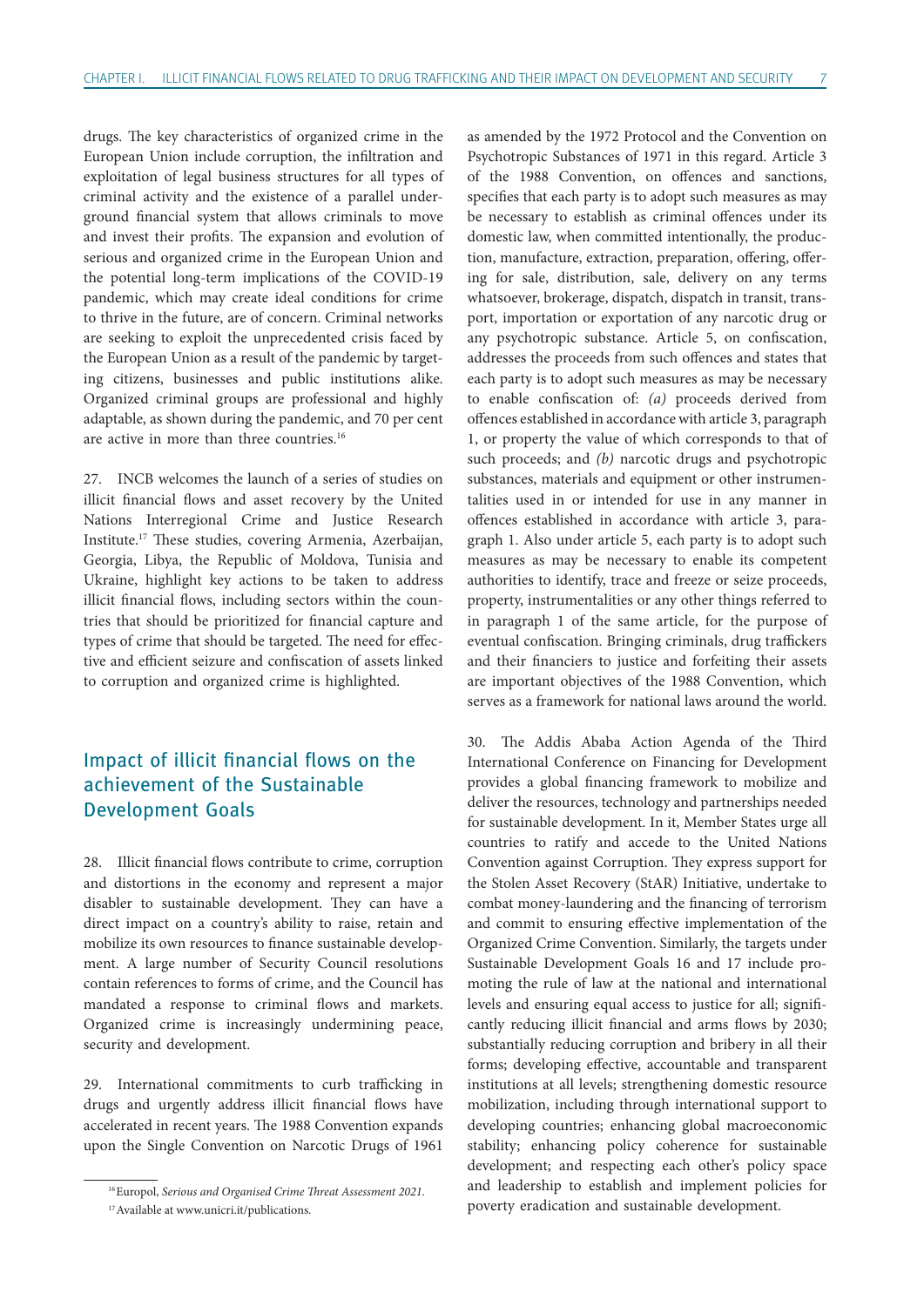drugs. The key characteristics of organized crime in the European Union include corruption, the infiltration and exploitation of legal business structures for all types of criminal activity and the existence of a parallel underground financial system that allows criminals to move and invest their profits. The expansion and evolution of serious and organized crime in the European Union and the potential long-term implications of the COVID-19 pandemic, which may create ideal conditions for crime to thrive in the future, are of concern. Criminal networks are seeking to exploit the unprecedented crisis faced by the European Union as a result of the pandemic by targeting citizens, businesses and public institutions alike. Organized criminal groups are professional and highly adaptable, as shown during the pandemic, and 70 per cent are active in more than three countries.[16]

27. INCB welcomes the launch of a series of studies on illicit financial flows and asset recovery by the United Nations Interregional Crime and Justice Research Institute.[17] These studies, covering Armenia, Azerbaijan, Georgia, Libya, the Republic of Moldova, Tunisia and Ukraine, highlight key actions to be taken to address illicit financial flows, including sectors within the countries that should be prioritized for financial capture and types of crime that should be targeted. The need for effective and efficient seizure and confiscation of assets linked to corruption and organized crime is highlighted.

## Impact of illicit financial flows on the achievement of the Sustainable Development Goals

28. Illicit financial flows contribute to crime, corruption and distortions in the economy and represent a major disabler to sustainable development. They can have a direct impact on a country's ability to raise, retain and mobilize its own resources to finance sustainable development. A large number of Security Council resolutions contain references to forms of crime, and the Council has mandated a response to criminal flows and markets. Organized crime is increasingly undermining peace, security and development.

29. International commitments to curb trafficking in drugs and urgently address illicit financial flows have accelerated in recent years. The 1988 Convention expands upon the Single Convention on Narcotic Drugs of 1961 as amended by the 1972 Protocol and the Convention on Psychotropic Substances of 1971 in this regard. Article 3 of the 1988 Convention, on offences and sanctions, specifies that each party is to adopt such measures as may be necessary to establish as criminal offences under its domestic law, when committed intentionally, the production, manufacture, extraction, preparation, offering, offering for sale, distribution, sale, delivery on any terms whatsoever, brokerage, dispatch, dispatch in transit, transport, importation or exportation of any narcotic drug or any psychotropic substance. Article 5, on confiscation, addresses the proceeds from such offences and states that each party is to adopt such measures as may be necessary to enable confiscation of: *(a)* proceeds derived from offences established in accordance with article 3, paragraph 1, or property the value of which corresponds to that of such proceeds; and *(b)* narcotic drugs and psychotropic substances, materials and equipment or other instrumentalities used in or intended for use in any manner in offences established in accordance with article 3, paragraph 1. Also under article 5, each party is to adopt such measures as may be necessary to enable its competent authorities to identify, trace and freeze or seize proceeds, property, instrumentalities or any other things referred to in paragraph 1 of the same article, for the purpose of eventual confiscation. Bringing criminals, drug traffickers and their financiers to justice and forfeiting their assets are important objectives of the 1988 Convention, which serves as a framework for national laws around the world.

30. The Addis Ababa Action Agenda of the Third International Conference on Financing for Development provides a global financing framework to mobilize and deliver the resources, technology and partnerships needed for sustainable development. In it, Member States urge all countries to ratify and accede to the United Nations Convention against Corruption. They express support for the Stolen Asset Recovery (StAR) Initiative, undertake to combat money-laundering and the financing of terrorism and commit to ensuring effective implementation of the Organized Crime Convention. Similarly, the targets under Sustainable Development Goals 16 and 17 include promoting the rule of law at the national and international levels and ensuring equal access to justice for all; significantly reducing illicit financial and arms flows by 2030; substantially reducing corruption and bribery in all their forms; developing effective, accountable and transparent institutions at all levels; strengthening domestic resource mobilization, including through international support to developing countries; enhancing global macroeconomic stability; enhancing policy coherence for sustainable development; and respecting each other's policy space and leadership to establish and implement policies for poverty eradication and sustainable development.

[16] Europol, *Serious and Organised Crime Threat Assessment 2021*.

[17] Available at www.unicri.it/publications.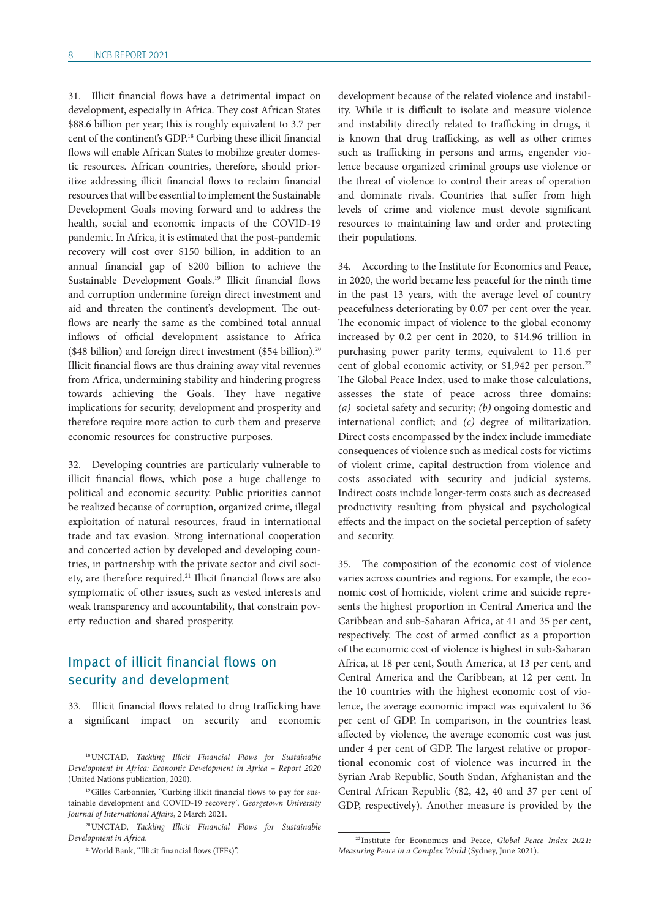31. Illicit financial flows have a detrimental impact on development, especially in Africa. They cost African States $88.6 billion per year; this is roughly equivalent to 3.7 per cent of the continent's GDP.[18] Curbing these illicit financial flows will enable African States to mobilize greater domestic resources. African countries, therefore, should prioritize addressing illicit financial flows to reclaim financial resources that will be essential to implement the Sustainable Development Goals moving forward and to address the health, social and economic impacts of the COVID-19 pandemic. In Africa, it is estimated that the post-pandemic recovery will cost over $150 billion, in addition to an annual financial gap of $200 billion to achieve the Sustainable Development Goals.[19] Illicit financial flows and corruption undermine foreign direct investment and aid and threaten the continent's development. The outflows are nearly the same as the combined total annual inflows of official development assistance to Africa ($48 billion) and foreign direct investment ($54 billion).[20] Illicit financial flows are thus draining away vital revenues from Africa, undermining stability and hindering progress towards achieving the Goals. They have negative implications for security, development and prosperity and therefore require more action to curb them and preserve economic resources for constructive purposes.

32. Developing countries are particularly vulnerable to illicit financial flows, which pose a huge challenge to political and economic security. Public priorities cannot be realized because of corruption, organized crime, illegal exploitation of natural resources, fraud in international trade and tax evasion. Strong international cooperation and concerted action by developed and developing countries, in partnership with the private sector and civil society, are therefore required.[21] Illicit financial flows are also symptomatic of other issues, such as vested interests and weak transparency and accountability, that constrain poverty reduction and shared prosperity.

## Impact of illicit financial flows on security and development

33. Illicit financial flows related to drug trafficking have a significant impact on security and economic development because of the related violence and instability. While it is difficult to isolate and measure violence and instability directly related to trafficking in drugs, it is known that drug trafficking, as well as other crimes such as trafficking in persons and arms, engender violence because organized criminal groups use violence or the threat of violence to control their areas of operation and dominate rivals. Countries that suffer from high levels of crime and violence must devote significant resources to maintaining law and order and protecting their populations.

34. According to the Institute for Economics and Peace, in 2020, the world became less peaceful for the ninth time in the past 13 years, with the average level of country peacefulness deteriorating by 0.07 per cent over the year. The economic impact of violence to the global economy increased by 0.2 per cent in 2020, to $14.96 trillion in purchasing power parity terms, equivalent to 11.6 per cent of global economic activity, or $1,942 per person.[22] The Global Peace Index, used to make those calculations, assesses the state of peace across three domains: *(a)* societal safety and security; *(b)* ongoing domestic and international conflict; and *(c)* degree of militarization. Direct costs encompassed by the index include immediate consequences of violence such as medical costs for victims of violent crime, capital destruction from violence and costs associated with security and judicial systems. Indirect costs include longer-term costs such as decreased productivity resulting from physical and psychological effects and the impact on the societal perception of safety and security.

35. The composition of the economic cost of violence varies across countries and regions. For example, the economic cost of homicide, violent crime and suicide represents the highest proportion in Central America and the Caribbean and sub-Saharan Africa, at 41 and 35 per cent, respectively. The cost of armed conflict as a proportion of the economic cost of violence is highest in sub-Saharan Africa, at 18 per cent, South America, at 13 per cent, and Central America and the Caribbean, at 12 per cent. In the 10 countries with the highest economic cost of violence, the average economic impact was equivalent to 36 per cent of GDP. In comparison, in the countries least affected by violence, the average economic cost was just under 4 per cent of GDP. The largest relative or proportional economic cost of violence was incurred in the Syrian Arab Republic, South Sudan, Afghanistan and the Central African Republic (82, 42, 40 and 37 per cent of GDP, respectively). Another measure is provided by the

---

[18] UNCTAD, *Tackling Illicit Financial Flows for Sustainable Development in Africa: Economic Development in Africa – Report 2020* (United Nations publication, 2020).

[19] Gilles Carbonnier, "Curbing illicit financial flows to pay for sustainable development and COVID-19 recovery", *Georgetown University Journal of International Affairs*, 2 March 2021.

[20] UNCTAD, *Tackling Illicit Financial Flows for Sustainable Development in Africa*.

[21] World Bank, "Illicit financial flows (IFFs)".

[22] Institute for Economics and Peace, *Global Peace Index 2021: Measuring Peace in a Complex World* (Sydney, June 2021).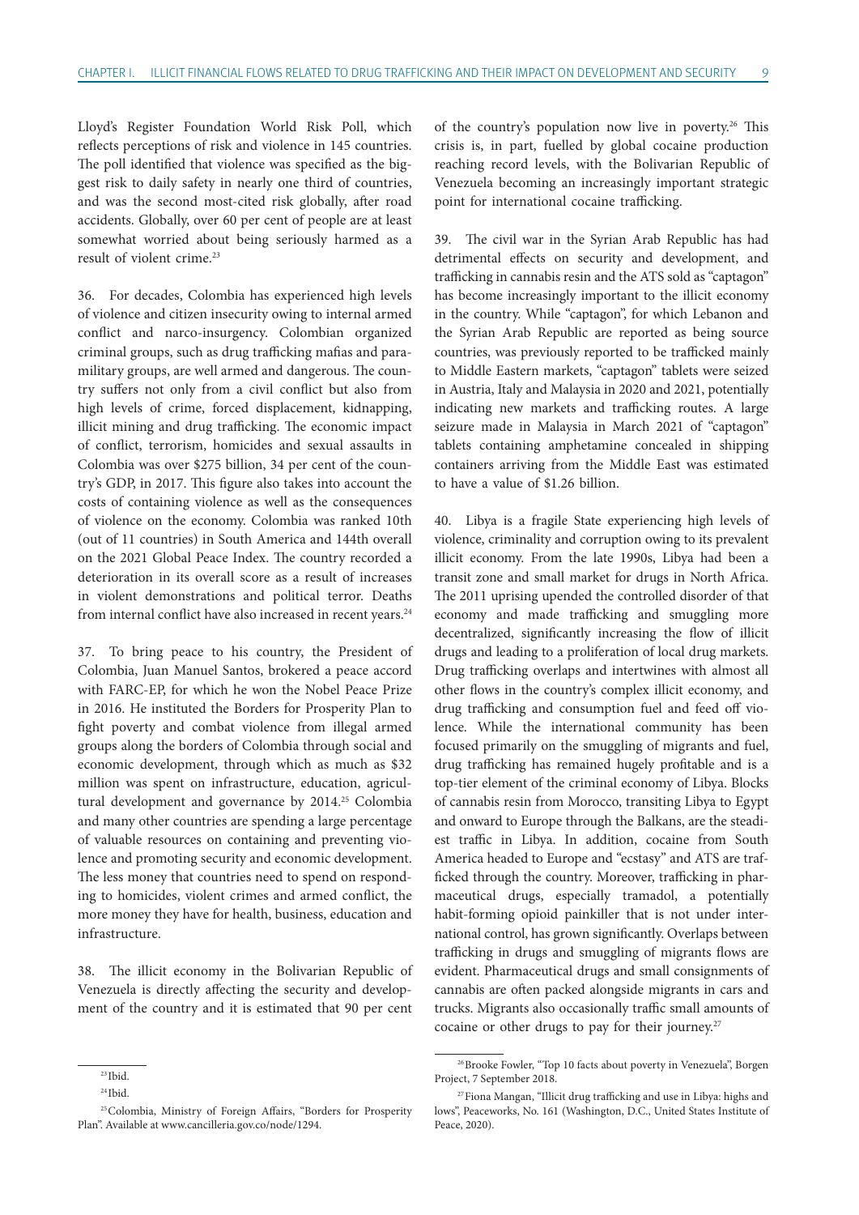Lloyd's Register Foundation World Risk Poll, which reflects perceptions of risk and violence in 145 countries. The poll identified that violence was specified as the biggest risk to daily safety in nearly one third of countries, and was the second most-cited risk globally, after road accidents. Globally, over 60 per cent of people are at least somewhat worried about being seriously harmed as a result of violent crime.[23]

36. For decades, Colombia has experienced high levels of violence and citizen insecurity owing to internal armed conflict and narco-insurgency. Colombian organized criminal groups, such as drug trafficking mafias and paramilitary groups, are well armed and dangerous. The country suffers not only from a civil conflict but also from high levels of crime, forced displacement, kidnapping, illicit mining and drug trafficking. The economic impact of conflict, terrorism, homicides and sexual assaults in Colombia was over $275 billion, 34 per cent of the country's GDP, in 2017. This figure also takes into account the costs of containing violence as well as the consequences of violence on the economy. Colombia was ranked 10th (out of 11 countries) in South America and 144th overall on the 2021 Global Peace Index. The country recorded a deterioration in its overall score as a result of increases in violent demonstrations and political terror. Deaths from internal conflict have also increased in recent years.[24]

37. To bring peace to his country, the President of Colombia, Juan Manuel Santos, brokered a peace accord with FARC-EP, for which he won the Nobel Peace Prize in 2016. He instituted the Borders for Prosperity Plan to fight poverty and combat violence from illegal armed groups along the borders of Colombia through social and economic development, through which as much as $32 million was spent on infrastructure, education, agricultural development and governance by 2014.[25] Colombia and many other countries are spending a large percentage of valuable resources on containing and preventing violence and promoting security and economic development. The less money that countries need to spend on responding to homicides, violent crimes and armed conflict, the more money they have for health, business, education and infrastructure.

38. The illicit economy in the Bolivarian Republic of Venezuela is directly affecting the security and development of the country and it is estimated that 90 per cent of the country's population now live in poverty.[26] This crisis is, in part, fuelled by global cocaine production reaching record levels, with the Bolivarian Republic of Venezuela becoming an increasingly important strategic point for international cocaine trafficking.

39. The civil war in the Syrian Arab Republic has had detrimental effects on security and development, and trafficking in cannabis resin and the ATS sold as "captagon" has become increasingly important to the illicit economy in the country. While "captagon", for which Lebanon and the Syrian Arab Republic are reported as being source countries, was previously reported to be trafficked mainly to Middle Eastern markets, "captagon" tablets were seized in Austria, Italy and Malaysia in 2020 and 2021, potentially indicating new markets and trafficking routes. A large seizure made in Malaysia in March 2021 of "captagon" tablets containing amphetamine concealed in shipping containers arriving from the Middle East was estimated to have a value of $1.26 billion.

40. Libya is a fragile State experiencing high levels of violence, criminality and corruption owing to its prevalent illicit economy. From the late 1990s, Libya had been a transit zone and small market for drugs in North Africa. The 2011 uprising upended the controlled disorder of that economy and made trafficking and smuggling more decentralized, significantly increasing the flow of illicit drugs and leading to a proliferation of local drug markets. Drug trafficking overlaps and intertwines with almost all other flows in the country's complex illicit economy, and drug trafficking and consumption fuel and feed off violence. While the international community has been focused primarily on the smuggling of migrants and fuel, drug trafficking has remained hugely profitable and is a top-tier element of the criminal economy of Libya. Blocks of cannabis resin from Morocco, transiting Libya to Egypt and onward to Europe through the Balkans, are the steadiest traffic in Libya. In addition, cocaine from South America headed to Europe and "ecstasy" and ATS are trafficked through the country. Moreover, trafficking in pharmaceutical drugs, especially tramadol, a potentially habit-forming opioid painkiller that is not under international control, has grown significantly. Overlaps between trafficking in drugs and smuggling of migrants flows are evident. Pharmaceutical drugs and small consignments of cannabis are often packed alongside migrants in cars and trucks. Migrants also occasionally traffic small amounts of cocaine or other drugs to pay for their journey.[27]

---

[23] Ibid.

[24] Ibid.

[25] Colombia, Ministry of Foreign Affairs, "Borders for Prosperity Plan". Available at www.cancilleria.gov.co/node/1294.

[26] Brooke Fowler, "Top 10 facts about poverty in Venezuela", Borgen Project, 7 September 2018.

[27] Fiona Mangan, "Illicit drug trafficking and use in Libya: highs and lows", Peaceworks, No. 161 (Washington, D.C., United States Institute of Peace, 2020).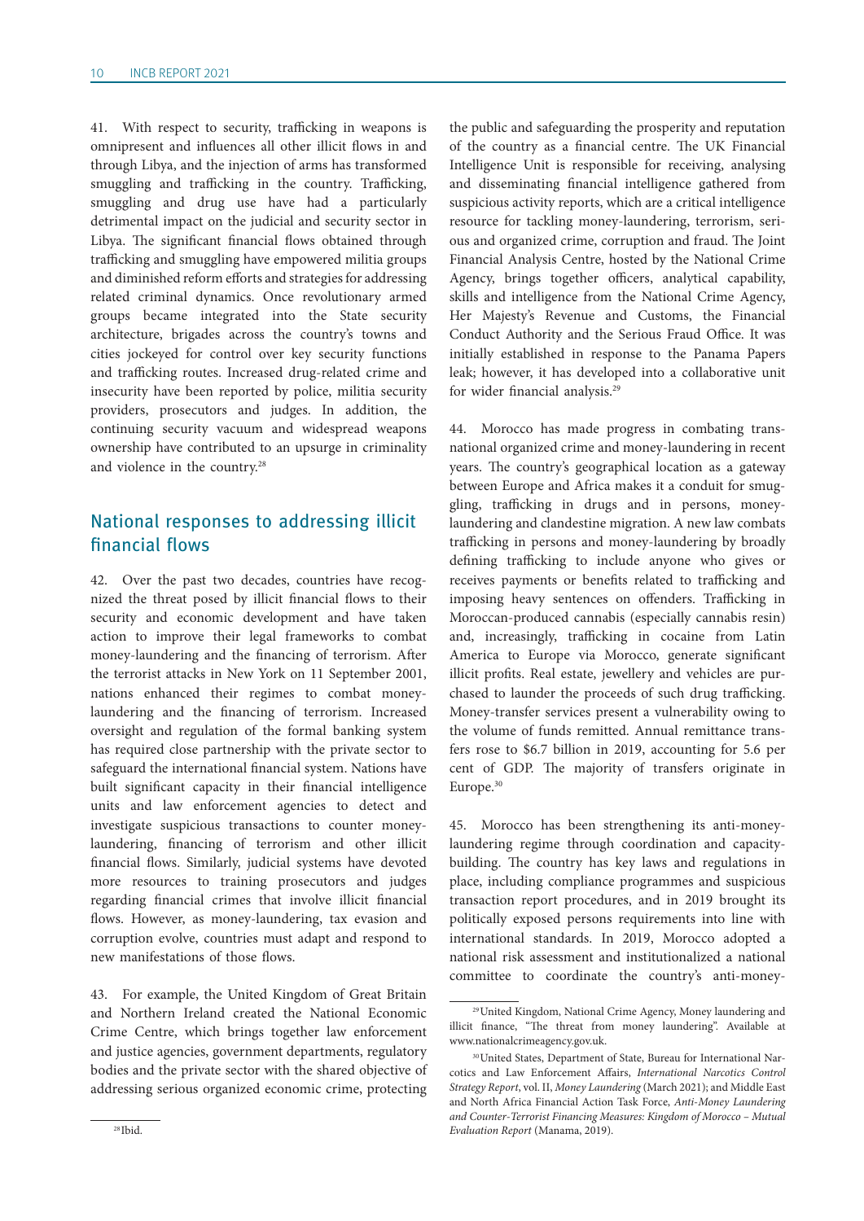41. With respect to security, trafficking in weapons is omnipresent and influences all other illicit flows in and through Libya, and the injection of arms has transformed smuggling and trafficking in the country. Trafficking, smuggling and drug use have had a particularly detrimental impact on the judicial and security sector in Libya. The significant financial flows obtained through trafficking and smuggling have empowered militia groups and diminished reform efforts and strategies for addressing related criminal dynamics. Once revolutionary armed groups became integrated into the State security architecture, brigades across the country's towns and cities jockeyed for control over key security functions and trafficking routes. Increased drug-related crime and insecurity have been reported by police, militia security providers, prosecutors and judges. In addition, the continuing security vacuum and widespread weapons ownership have contributed to an upsurge in criminality and violence in the country.[28]

## National responses to addressing illicit financial flows

42. Over the past two decades, countries have recognized the threat posed by illicit financial flows to their security and economic development and have taken action to improve their legal frameworks to combat money-laundering and the financing of terrorism. After the terrorist attacks in New York on 11 September 2001, nations enhanced their regimes to combat money-laundering and the financing of terrorism. Increased oversight and regulation of the formal banking system has required close partnership with the private sector to safeguard the international financial system. Nations have built significant capacity in their financial intelligence units and law enforcement agencies to detect and investigate suspicious transactions to counter money-laundering, financing of terrorism and other illicit financial flows. Similarly, judicial systems have devoted more resources to training prosecutors and judges regarding financial crimes that involve illicit financial flows. However, as money-laundering, tax evasion and corruption evolve, countries must adapt and respond to new manifestations of those flows.

43. For example, the United Kingdom of Great Britain and Northern Ireland created the National Economic Crime Centre, which brings together law enforcement and justice agencies, government departments, regulatory bodies and the private sector with the shared objective of addressing serious organized economic crime, protecting the public and safeguarding the prosperity and reputation of the country as a financial centre. The UK Financial Intelligence Unit is responsible for receiving, analysing and disseminating financial intelligence gathered from suspicious activity reports, which are a critical intelligence resource for tackling money-laundering, terrorism, serious and organized crime, corruption and fraud. The Joint Financial Analysis Centre, hosted by the National Crime Agency, brings together officers, analytical capability, skills and intelligence from the National Crime Agency, Her Majesty's Revenue and Customs, the Financial Conduct Authority and the Serious Fraud Office. It was initially established in response to the Panama Papers leak; however, it has developed into a collaborative unit for wider financial analysis.[29]

44. Morocco has made progress in combating transnational organized crime and money-laundering in recent years. The country's geographical location as a gateway between Europe and Africa makes it a conduit for smuggling, trafficking in drugs and in persons, money-laundering and clandestine migration. A new law combats trafficking in persons and money-laundering by broadly defining trafficking to include anyone who gives or receives payments or benefits related to trafficking and imposing heavy sentences on offenders. Trafficking in Moroccan-produced cannabis (especially cannabis resin) and, increasingly, trafficking in cocaine from Latin America to Europe via Morocco, generate significant illicit profits. Real estate, jewellery and vehicles are purchased to launder the proceeds of such drug trafficking. Money-transfer services present a vulnerability owing to the volume of funds remitted. Annual remittance transfers rose to $6.7 billion in 2019, accounting for 5.6 per cent of GDP. The majority of transfers originate in Europe.[30]

45. Morocco has been strengthening its anti-money-laundering regime through coordination and capacity-building. The country has key laws and regulations in place, including compliance programmes and suspicious transaction report procedures, and in 2019 brought its politically exposed persons requirements into line with international standards. In 2019, Morocco adopted a national risk assessment and institutionalized a national committee to coordinate the country's anti-money-

[28] Ibid.

[29] United Kingdom, National Crime Agency, Money laundering and illicit finance, "The threat from money laundering". Available at www.nationalcrimeagency.gov.uk.

[30] United States, Department of State, Bureau for International Narcotics and Law Enforcement Affairs, *International Narcotics Control Strategy Report*, vol. II, *Money Laundering* (March 2021); and Middle East and North Africa Financial Action Task Force, *Anti-Money Laundering and Counter-Terrorist Financing Measures: Kingdom of Morocco – Mutual Evaluation Report* (Manama, 2019).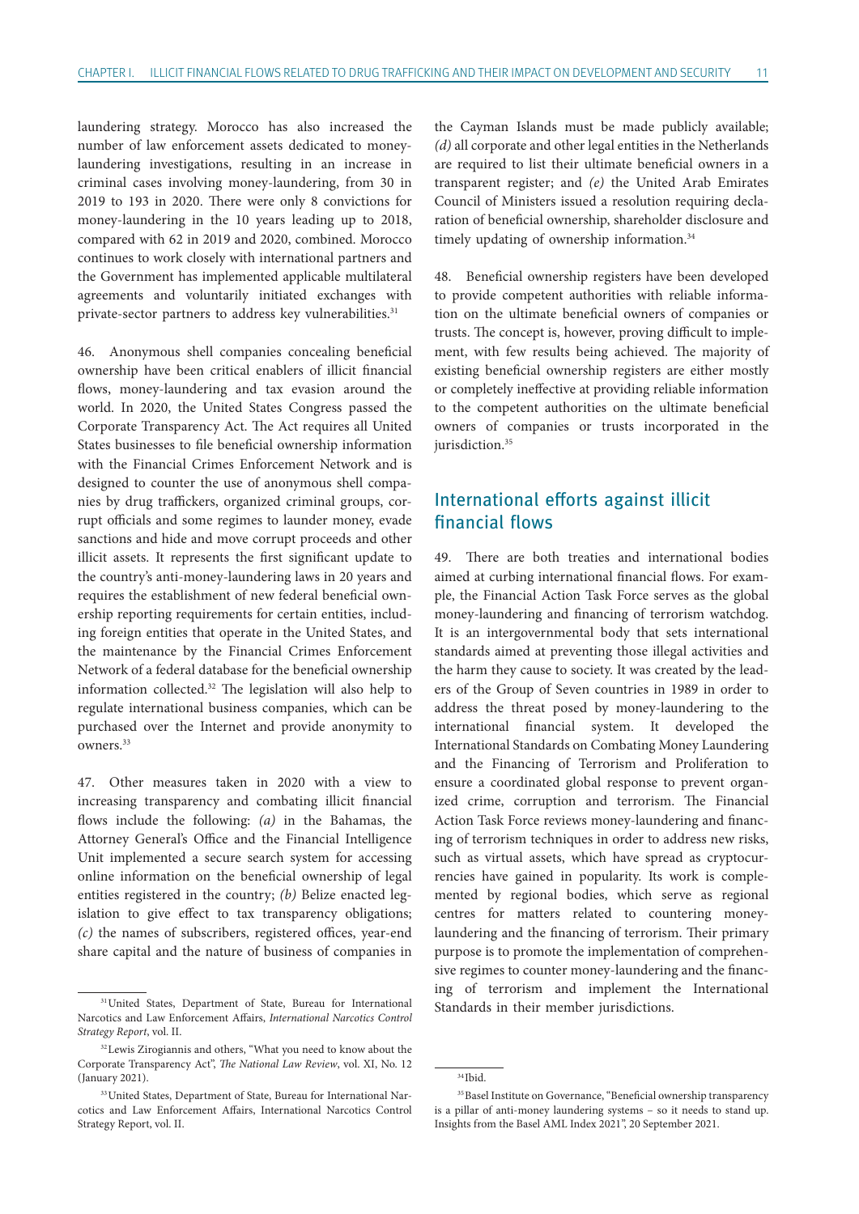laundering strategy. Morocco has also increased the number of law enforcement assets dedicated to money-laundering investigations, resulting in an increase in criminal cases involving money-laundering, from 30 in 2019 to 193 in 2020. There were only 8 convictions for money-laundering in the 10 years leading up to 2018, compared with 62 in 2019 and 2020, combined. Morocco continues to work closely with international partners and the Government has implemented applicable multilateral agreements and voluntarily initiated exchanges with private-sector partners to address key vulnerabilities.[31]

46. Anonymous shell companies concealing beneficial ownership have been critical enablers of illicit financial flows, money-laundering and tax evasion around the world. In 2020, the United States Congress passed the Corporate Transparency Act. The Act requires all United States businesses to file beneficial ownership information with the Financial Crimes Enforcement Network and is designed to counter the use of anonymous shell companies by drug traffickers, organized criminal groups, corrupt officials and some regimes to launder money, evade sanctions and hide and move corrupt proceeds and other illicit assets. It represents the first significant update to the country's anti-money-laundering laws in 20 years and requires the establishment of new federal beneficial ownership reporting requirements for certain entities, including foreign entities that operate in the United States, and the maintenance by the Financial Crimes Enforcement Network of a federal database for the beneficial ownership information collected.[32] The legislation will also help to regulate international business companies, which can be purchased over the Internet and provide anonymity to owners.[33]

47. Other measures taken in 2020 with a view to increasing transparency and combating illicit financial flows include the following: *(a)* in the Bahamas, the Attorney General's Office and the Financial Intelligence Unit implemented a secure search system for accessing online information on the beneficial ownership of legal entities registered in the country; *(b)* Belize enacted legislation to give effect to tax transparency obligations; *(c)* the names of subscribers, registered offices, year-end share capital and the nature of business of companies in the Cayman Islands must be made publicly available; *(d)* all corporate and other legal entities in the Netherlands are required to list their ultimate beneficial owners in a transparent register; and *(e)* the United Arab Emirates Council of Ministers issued a resolution requiring declaration of beneficial ownership, shareholder disclosure and timely updating of ownership information.[34]

48. Beneficial ownership registers have been developed to provide competent authorities with reliable information on the ultimate beneficial owners of companies or trusts. The concept is, however, proving difficult to implement, with few results being achieved. The majority of existing beneficial ownership registers are either mostly or completely ineffective at providing reliable information to the competent authorities on the ultimate beneficial owners of companies or trusts incorporated in the jurisdiction.[35]

## International efforts against illicit financial flows

49. There are both treaties and international bodies aimed at curbing international financial flows. For example, the Financial Action Task Force serves as the global money-laundering and financing of terrorism watchdog. It is an intergovernmental body that sets international standards aimed at preventing those illegal activities and the harm they cause to society. It was created by the leaders of the Group of Seven countries in 1989 in order to address the threat posed by money-laundering to the international financial system. It developed the International Standards on Combating Money Laundering and the Financing of Terrorism and Proliferation to ensure a coordinated global response to prevent organized crime, corruption and terrorism. The Financial Action Task Force reviews money-laundering and financing of terrorism techniques in order to address new risks, such as virtual assets, which have spread as cryptocurrencies have gained in popularity. Its work is complemented by regional bodies, which serve as regional centres for matters related to countering money-laundering and the financing of terrorism. Their primary purpose is to promote the implementation of comprehensive regimes to counter money-laundering and the financing of terrorism and implement the International Standards in their member jurisdictions.

---

[31] United States, Department of State, Bureau for International Narcotics and Law Enforcement Affairs, *International Narcotics Control Strategy Report*, vol. II.

[32] Lewis Zirogiannis and others, "What you need to know about the Corporate Transparency Act", *The National Law Review*, vol. XI, No. 12 (January 2021).

[33] United States, Department of State, Bureau for International Narcotics and Law Enforcement Affairs, International Narcotics Control Strategy Report, vol. II.

[34] Ibid.

[35] Basel Institute on Governance, "Beneficial ownership transparency is a pillar of anti-money laundering systems – so it needs to stand up. Insights from the Basel AML Index 2021", 20 September 2021.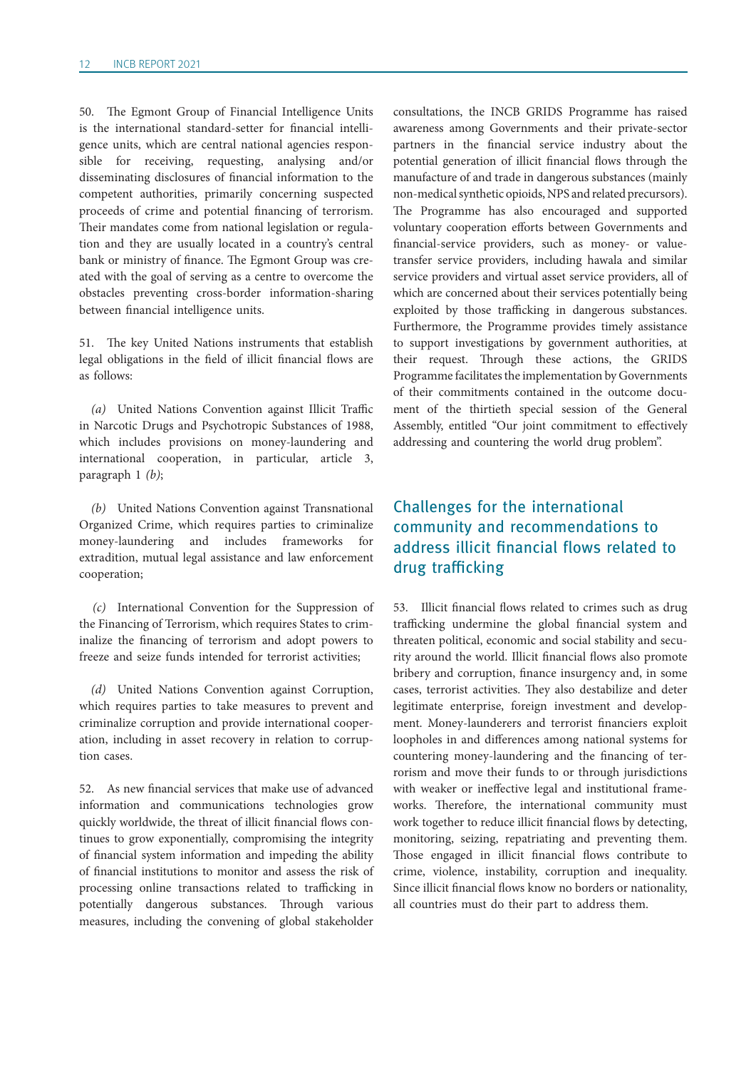50. The Egmont Group of Financial Intelligence Units is the international standard-setter for financial intelligence units, which are central national agencies responsible for receiving, requesting, analysing and/or disseminating disclosures of financial information to the competent authorities, primarily concerning suspected proceeds of crime and potential financing of terrorism. Their mandates come from national legislation or regulation and they are usually located in a country's central bank or ministry of finance. The Egmont Group was created with the goal of serving as a centre to overcome the obstacles preventing cross-border information-sharing between financial intelligence units.

51. The key United Nations instruments that establish legal obligations in the field of illicit financial flows are as follows:

*(a)* United Nations Convention against Illicit Traffic in Narcotic Drugs and Psychotropic Substances of 1988, which includes provisions on money-laundering and international cooperation, in particular, article 3, paragraph 1 *(b)*;

*(b)* United Nations Convention against Transnational Organized Crime, which requires parties to criminalize money-laundering and includes frameworks for extradition, mutual legal assistance and law enforcement cooperation;

*(c)* International Convention for the Suppression of the Financing of Terrorism, which requires States to criminalize the financing of terrorism and adopt powers to freeze and seize funds intended for terrorist activities;

*(d)* United Nations Convention against Corruption, which requires parties to take measures to prevent and criminalize corruption and provide international cooperation, including in asset recovery in relation to corruption cases.

52. As new financial services that make use of advanced information and communications technologies grow quickly worldwide, the threat of illicit financial flows continues to grow exponentially, compromising the integrity of financial system information and impeding the ability of financial institutions to monitor and assess the risk of processing online transactions related to trafficking in potentially dangerous substances. Through various measures, including the convening of global stakeholder consultations, the INCB GRIDS Programme has raised awareness among Governments and their private-sector partners in the financial service industry about the potential generation of illicit financial flows through the manufacture of and trade in dangerous substances (mainly non-medical synthetic opioids, NPS and related precursors). The Programme has also encouraged and supported voluntary cooperation efforts between Governments and financial-service providers, such as money- or value-transfer service providers, including hawala and similar service providers and virtual asset service providers, all of which are concerned about their services potentially being exploited by those trafficking in dangerous substances. Furthermore, the Programme provides timely assistance to support investigations by government authorities, at their request. Through these actions, the GRIDS Programme facilitates the implementation by Governments of their commitments contained in the outcome document of the thirtieth special session of the General Assembly, entitled "Our joint commitment to effectively addressing and countering the world drug problem".

## Challenges for the international community and recommendations to address illicit financial flows related to drug trafficking

53. Illicit financial flows related to crimes such as drug trafficking undermine the global financial system and threaten political, economic and social stability and security around the world. Illicit financial flows also promote bribery and corruption, finance insurgency and, in some cases, terrorist activities. They also destabilize and deter legitimate enterprise, foreign investment and development. Money-launderers and terrorist financiers exploit loopholes in and differences among national systems for countering money-laundering and the financing of terrorism and move their funds to or through jurisdictions with weaker or ineffective legal and institutional frameworks. Therefore, the international community must work together to reduce illicit financial flows by detecting, monitoring, seizing, repatriating and preventing them. Those engaged in illicit financial flows contribute to crime, violence, instability, corruption and inequality. Since illicit financial flows know no borders or nationality, all countries must do their part to address them.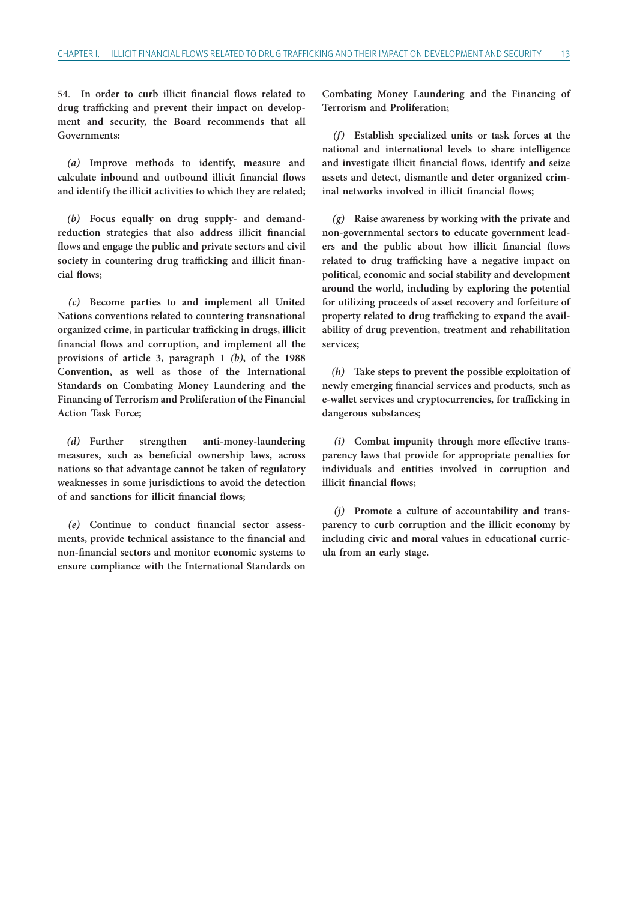54. **In order to curb illicit financial flows related to drug trafficking and prevent their impact on development and security, the Board recommends that all Governments:**

*(a)* **Improve methods to identify, measure and calculate inbound and outbound illicit financial flows and identify the illicit activities to which they are related;**

*(b)* **Focus equally on drug supply- and demand-reduction strategies that also address illicit financial flows and engage the public and private sectors and civil society in countering drug trafficking and illicit financial flows;**

*(c)* **Become parties to and implement all United Nations conventions related to countering transnational organized crime, in particular trafficking in drugs, illicit financial flows and corruption, and implement all the provisions of article 3, paragraph 1** ***(b)*****, of the 1988 Convention, as well as those of the International Standards on Combating Money Laundering and the Financing of Terrorism and Proliferation of the Financial Action Task Force;**

*(d)* **Further strengthen anti-money-laundering measures, such as beneficial ownership laws, across nations so that advantage cannot be taken of regulatory weaknesses in some jurisdictions to avoid the detection of and sanctions for illicit financial flows;**

*(e)* **Continue to conduct financial sector assessments, provide technical assistance to the financial and non-financial sectors and monitor economic systems to ensure compliance with the International Standards on Combating Money Laundering and the Financing of Terrorism and Proliferation;**

*(f)* **Establish specialized units or task forces at the national and international levels to share intelligence and investigate illicit financial flows, identify and seize assets and detect, dismantle and deter organized criminal networks involved in illicit financial flows;**

*(g)* **Raise awareness by working with the private and non-governmental sectors to educate government leaders and the public about how illicit financial flows related to drug trafficking have a negative impact on political, economic and social stability and development around the world, including by exploring the potential for utilizing proceeds of asset recovery and forfeiture of property related to drug trafficking to expand the availability of drug prevention, treatment and rehabilitation services;**

*(h)* **Take steps to prevent the possible exploitation of newly emerging financial services and products, such as e-wallet services and cryptocurrencies, for trafficking in dangerous substances;**

*(i)* **Combat impunity through more effective transparency laws that provide for appropriate penalties for individuals and entities involved in corruption and illicit financial flows;**

*(j)* **Promote a culture of accountability and transparency to curb corruption and the illicit economy by including civic and moral values in educational curricula from an early stage.**